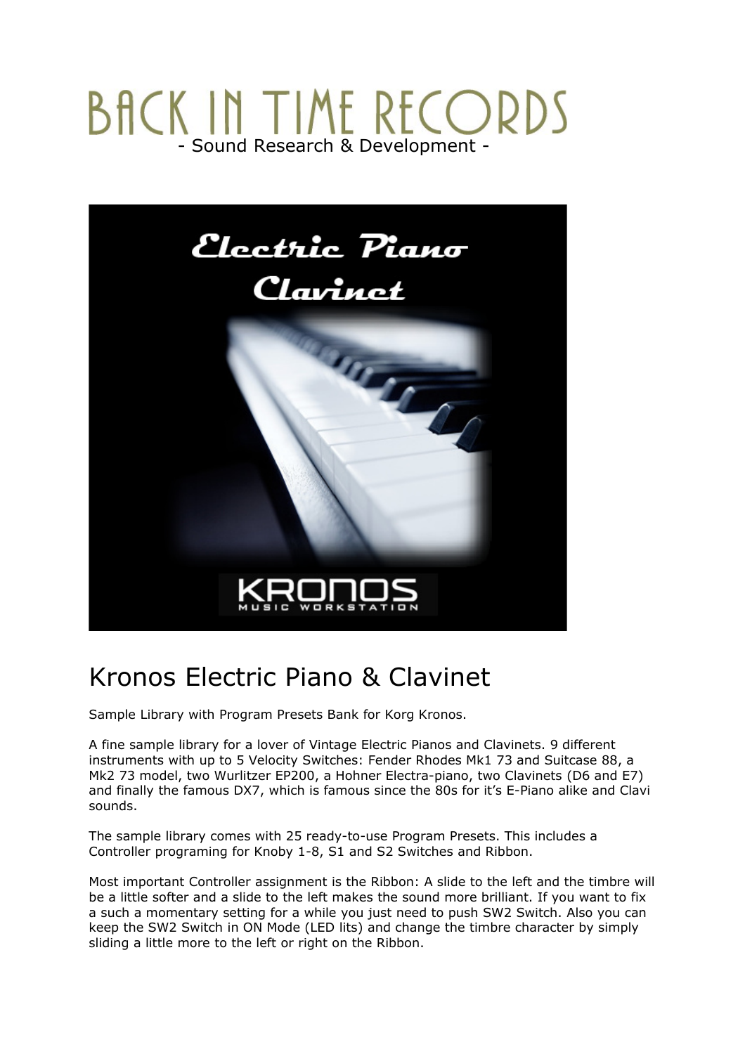# BACK IN TIME RECORDS

- Sound Research & Development -

## Kronos Electric Piano & Clavinet

Sample Library with Program Presets Bank for Korg Kronos.

A fine sample library for a lover of Vintage Electric Pianos and Clavinets. 9 different instruments with up to 5 Velocity Switches: Fender Rhodes Mk1 73 and Suitcase 88, a Mk2 73 model, two Wurlitzer EP200, a Hohner Electra-piano, two Clavinets (D6 and E7) and finally the famous DX7, which is famous since the 80s for it's E-Piano alike and Clavi sounds.

The sample library comes with 25 ready-to-use Program Presets. This includes a Controller programing for Knoby 1-8, S1 and S2 Switches and Ribbon.

Most important Controller assignment is the Ribbon: A slide to the left and the timbre will be a little softer and a slide to the left makes the sound more brilliant. If you want to fix a such a momentary setting for a while you just need to push SW2 Switch. Also you can keep the SW2 Switch in ON Mode (LED lits) and change the timbre character by simply sliding a little more to the left or right on the Ribbon.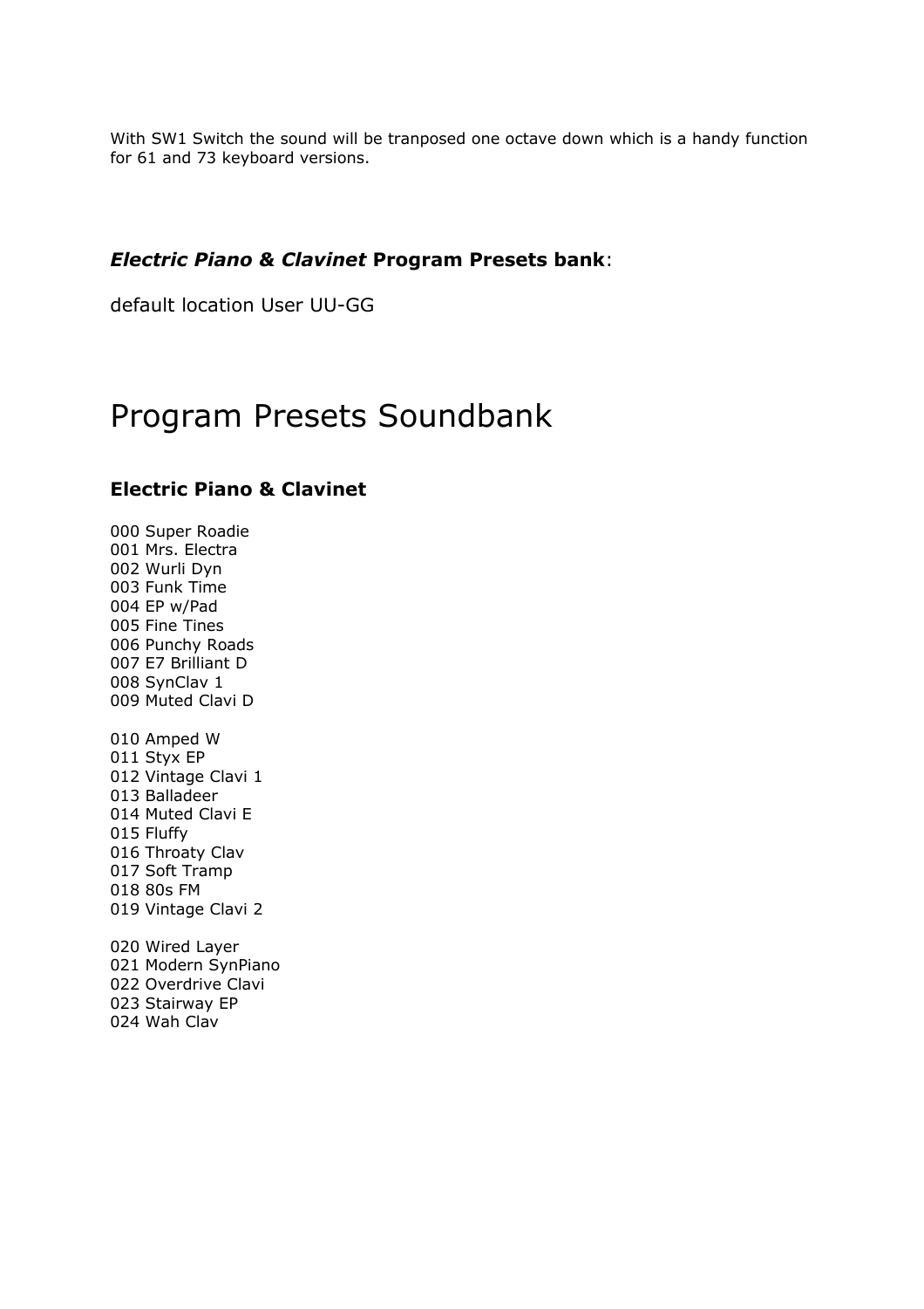With SW1 Switch the sound will be tranposed one octave down which is a handy function for 61 and 73 keyboard versions.

***Electric Piano* & *Clavinet* Program Presets bank**:

default location User UU-GG

# Program Presets Soundbank

### Electric Piano & Clavinet

000 Super Roadie
001 Mrs. Electra
002 Wurli Dyn
003 Funk Time
004 EP w/Pad
005 Fine Tines
006 Punchy Roads
007 E7 Brilliant D
008 SynClav 1
009 Muted Clavi D

010 Amped W
011 Styx EP
012 Vintage Clavi 1
013 Balladeer
014 Muted Clavi E
015 Fluffy
016 Throaty Clav
017 Soft Tramp
018 80s FM
019 Vintage Clavi 2

020 Wired Layer
021 Modern SynPiano
022 Overdrive Clavi
023 Stairway EP
024 Wah Clav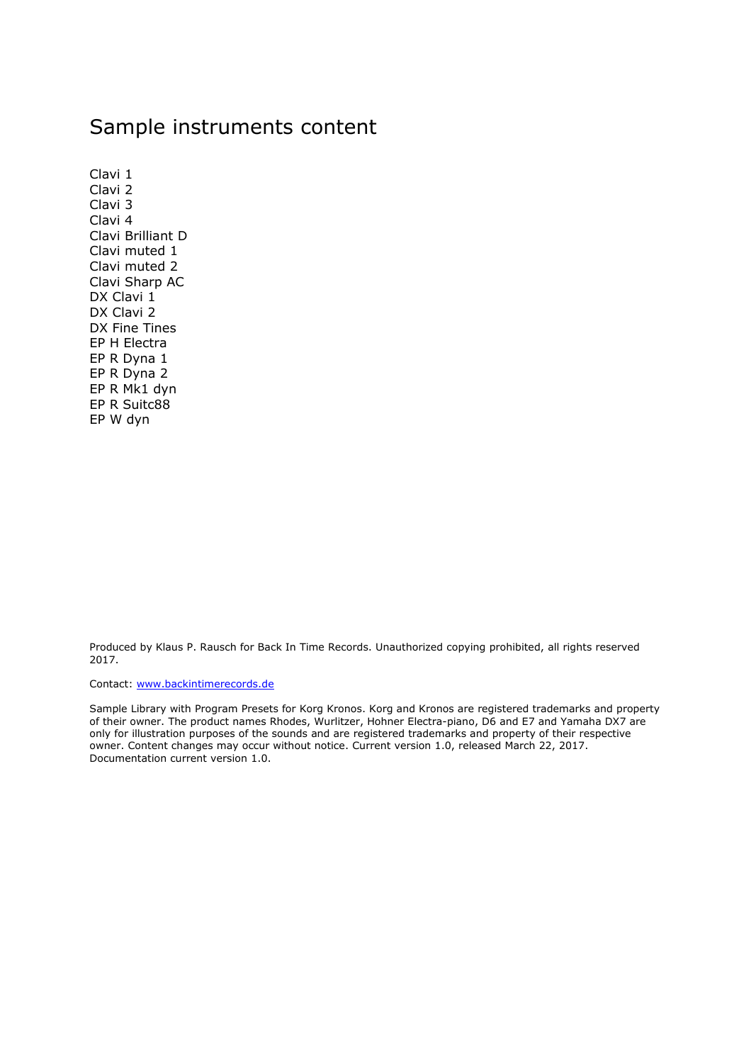# Sample instruments content

Clavi 1
Clavi 2
Clavi 3
Clavi 4
Clavi Brilliant D
Clavi muted 1
Clavi muted 2
Clavi Sharp AC
DX Clavi 1
DX Clavi 2
DX Fine Tines
EP H Electra
EP R Dyna 1
EP R Dyna 2
EP R Mk1 dyn
EP R Suitc88
EP W dyn

Produced by Klaus P. Rausch for Back In Time Records. Unauthorized copying prohibited, all rights reserved 2017.

Contact: [www.backintimerecords.de](http://www.backintimerecords.de)

Sample Library with Program Presets for Korg Kronos. Korg and Kronos are registered trademarks and property of their owner. The product names Rhodes, Wurlitzer, Hohner Electra-piano, D6 and E7 and Yamaha DX7 are only for illustration purposes of the sounds and are registered trademarks and property of their respective owner. Content changes may occur without notice. Current version 1.0, released March 22, 2017. Documentation current version 1.0.